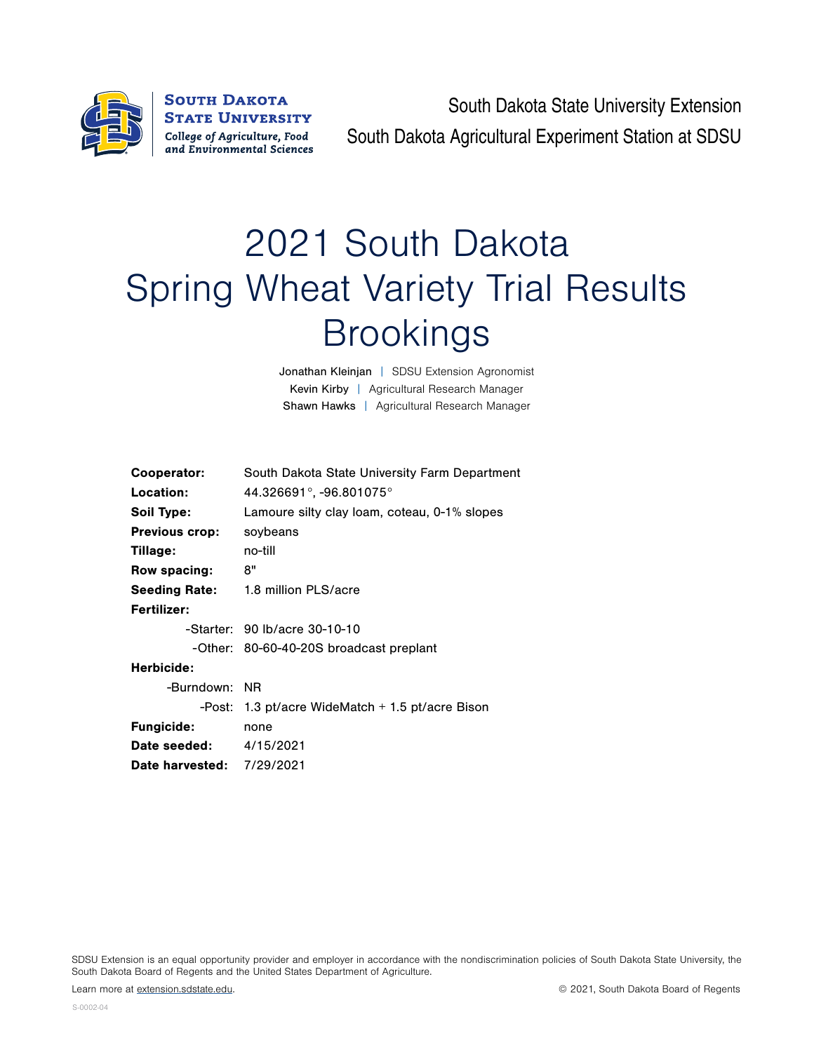South Dakota State University Extension

South Dakota Agricultural Experiment Station at SDSU

# 2021 South Dakota Spring Wheat Variety Trial Results Brookings

Jonathan Kleinjan | SDSU Extension Agronomist

Kevin Kirby | Agricultural Research Manager

Shawn Hawks | Agricultural Research Manager

**Cooperator:** South Dakota State University Farm Department

**Location:** 44.326691°, -96.801075°

**Soil Type:** Lamoure silty clay loam, coteau, 0-1% slopes

**Previous crop:** soybeans

**Tillage:** no-till

**Row spacing:** 8"

**Seeding Rate:** 1.8 million PLS/acre

**Fertilizer:**

- -Starter: 90 lb/acre 30-10-10
- -Other: 80-60-40-20S broadcast preplant

**Herbicide:**

- -Burndown: NR
- -Post: 1.3 pt/acre WideMatch + 1.5 pt/acre Bison

**Fungicide:** none

**Date seeded:** 4/15/2021

**Date harvested:** 7/29/2021

SDSU Extension is an equal opportunity provider and employer in accordance with the nondiscrimination policies of South Dakota State University, the South Dakota Board of Regents and the United States Department of Agriculture.

Learn more at extension.sdstate.edu.

© 2021, South Dakota Board of Regents

S-0002-04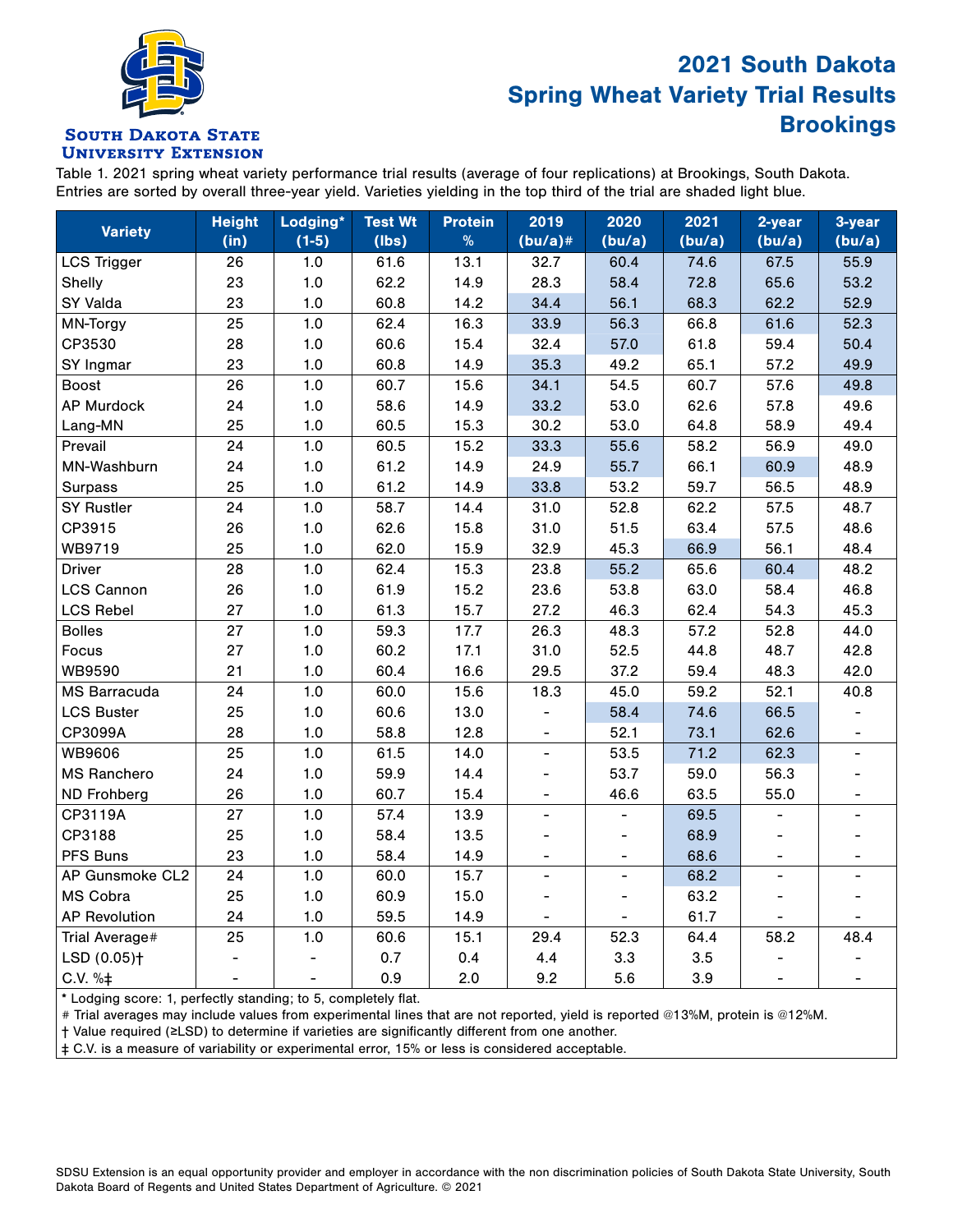# 2021 South Dakota Spring Wheat Variety Trial Results Brookings

South Dakota State University Extension

Table 1. 2021 spring wheat variety performance trial results (average of four replications) at Brookings, South Dakota. Entries are sorted by overall three-year yield. Varieties yielding in the top third of the trial are shaded light blue.

| Variety | Height (in) | Lodging* (1-5) | Test Wt (lbs) | Protein % | 2019 (bu/a)# | 2020 (bu/a) | 2021 (bu/a) | 2-year (bu/a) | 3-year (bu/a) |
|---|---|---|---|---|---|---|---|---|---|
| LCS Trigger | 26 | 1.0 | 61.6 | 13.1 | 32.7 | 60.4 | 74.6 | 67.5 | 55.9 |
| Shelly | 23 | 1.0 | 62.2 | 14.9 | 28.3 | 58.4 | 72.8 | 65.6 | 53.2 |
| SY Valda | 23 | 1.0 | 60.8 | 14.2 | 34.4 | 56.1 | 68.3 | 62.2 | 52.9 |
| MN-Torgy | 25 | 1.0 | 62.4 | 16.3 | 33.9 | 56.3 | 66.8 | 61.6 | 52.3 |
| CP3530 | 28 | 1.0 | 60.6 | 15.4 | 32.4 | 57.0 | 61.8 | 59.4 | 50.4 |
| SY Ingmar | 23 | 1.0 | 60.8 | 14.9 | 35.3 | 49.2 | 65.1 | 57.2 | 49.9 |
| Boost | 26 | 1.0 | 60.7 | 15.6 | 34.1 | 54.5 | 60.7 | 57.6 | 49.8 |
| AP Murdock | 24 | 1.0 | 58.6 | 14.9 | 33.2 | 53.0 | 62.6 | 57.8 | 49.6 |
| Lang-MN | 25 | 1.0 | 60.5 | 15.3 | 30.2 | 53.0 | 64.8 | 58.9 | 49.4 |
| Prevail | 24 | 1.0 | 60.5 | 15.2 | 33.3 | 55.6 | 58.2 | 56.9 | 49.0 |
| MN-Washburn | 24 | 1.0 | 61.2 | 14.9 | 24.9 | 55.7 | 66.1 | 60.9 | 48.9 |
| Surpass | 25 | 1.0 | 61.2 | 14.9 | 33.8 | 53.2 | 59.7 | 56.5 | 48.9 |
| SY Rustler | 24 | 1.0 | 58.7 | 14.4 | 31.0 | 52.8 | 62.2 | 57.5 | 48.7 |
| CP3915 | 26 | 1.0 | 62.6 | 15.8 | 31.0 | 51.5 | 63.4 | 57.5 | 48.6 |
| WB9719 | 25 | 1.0 | 62.0 | 15.9 | 32.9 | 45.3 | 66.9 | 56.1 | 48.4 |
| Driver | 28 | 1.0 | 62.4 | 15.3 | 23.8 | 55.2 | 65.6 | 60.4 | 48.2 |
| LCS Cannon | 26 | 1.0 | 61.9 | 15.2 | 23.6 | 53.8 | 63.0 | 58.4 | 46.8 |
| LCS Rebel | 27 | 1.0 | 61.3 | 15.7 | 27.2 | 46.3 | 62.4 | 54.3 | 45.3 |
| Bolles | 27 | 1.0 | 59.3 | 17.7 | 26.3 | 48.3 | 57.2 | 52.8 | 44.0 |
| Focus | 27 | 1.0 | 60.2 | 17.1 | 31.0 | 52.5 | 44.8 | 48.7 | 42.8 |
| WB9590 | 21 | 1.0 | 60.4 | 16.6 | 29.5 | 37.2 | 59.4 | 48.3 | 42.0 |
| MS Barracuda | 24 | 1.0 | 60.0 | 15.6 | 18.3 | 45.0 | 59.2 | 52.1 | 40.8 |
| LCS Buster | 25 | 1.0 | 60.6 | 13.0 | - | 58.4 | 74.6 | 66.5 | - |
| CP3099A | 28 | 1.0 | 58.8 | 12.8 | - | 52.1 | 73.1 | 62.6 | - |
| WB9606 | 25 | 1.0 | 61.5 | 14.0 | - | 53.5 | 71.2 | 62.3 | - |
| MS Ranchero | 24 | 1.0 | 59.9 | 14.4 | - | 53.7 | 59.0 | 56.3 | - |
| ND Frohberg | 26 | 1.0 | 60.7 | 15.4 | - | 46.6 | 63.5 | 55.0 | - |
| CP3119A | 27 | 1.0 | 57.4 | 13.9 | - | - | 69.5 | - | - |
| CP3188 | 25 | 1.0 | 58.4 | 13.5 | - | - | 68.9 | - | - |
| PFS Buns | 23 | 1.0 | 58.4 | 14.9 | - | - | 68.6 | - | - |
| AP Gunsmoke CL2 | 24 | 1.0 | 60.0 | 15.7 | - | - | 68.2 | - | - |
| MS Cobra | 25 | 1.0 | 60.9 | 15.0 | - | - | 63.2 | - | - |
| AP Revolution | 24 | 1.0 | 59.5 | 14.9 | - | - | 61.7 | - | - |
| Trial Average# | 25 | 1.0 | 60.6 | 15.1 | 29.4 | 52.3 | 64.4 | 58.2 | 48.4 |
| LSD (0.05)† | - | - | 0.7 | 0.4 | 4.4 | 3.3 | 3.5 | - | - |
| C.V. %‡ | - | - | 0.9 | 2.0 | 9.2 | 5.6 | 3.9 | - | - |

* Lodging score: 1, perfectly standing; to 5, completely flat.
# Trial averages may include values from experimental lines that are not reported, yield is reported @13%M, protein is @12%M.
† Value required (≥LSD) to determine if varieties are significantly different from one another.
‡ C.V. is a measure of variability or experimental error, 15% or less is considered acceptable.

SDSU Extension is an equal opportunity provider and employer in accordance with the non discrimination policies of South Dakota State University, South Dakota Board of Regents and United States Department of Agriculture. © 2021